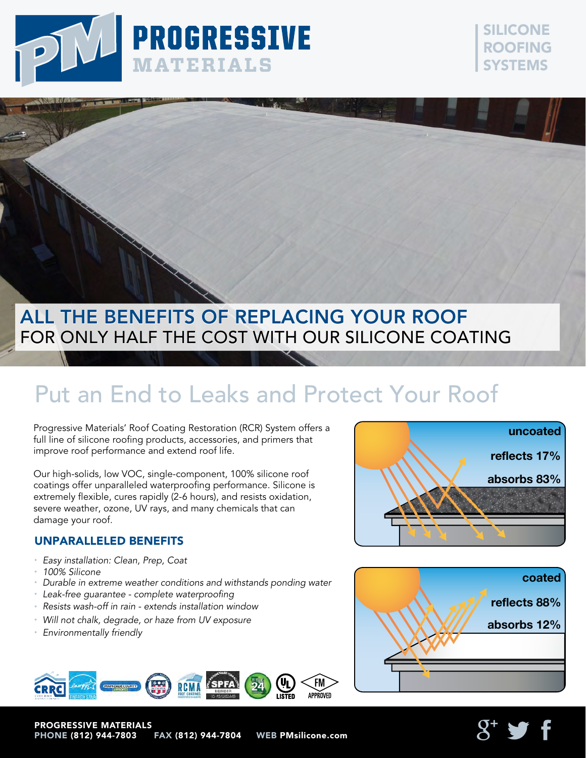# PROGRESSIVE MATERIALS

SILICONE ROOFING SYSTEMS

## ALL THE BENEFITS OF REPLACING YOUR ROOF
FOR ONLY HALF THE COST WITH OUR SILICONE COATING

## Put an End to Leaks and Protect Your Roof

Progressive Materials' Roof Coating Restoration (RCR) System offers a full line of silicone roofing products, accessories, and primers that improve roof performance and extend roof life.

Our high-solids, low VOC, single-component, 100% silicone roof coatings offer unparalleled waterproofing performance. Silicone is extremely flexible, cures rapidly (2-6 hours), and resists oxidation, severe weather, ozone, UV rays, and many chemicals that can damage your roof.

### UNPARALLELED BENEFITS

- *Easy installation: Clean, Prep, Coat*
- *100% Silicone*
- *Durable in extreme weather conditions and withstands ponding water*
- *Leak-free guarantee - complete waterproofing*
- *Resists wash-off in rain - extends installation window*
- *Will not chalk, degrade, or haze from UV exposure*
- *Environmentally friendly*

**uncoated**
reflects 17%
absorbs 83%

**coated**
reflects 88%
absorbs 12%

**PROGRESSIVE MATERIALS**
**PHONE** (812) 944-7803 **FAX** (812) 944-7804 **WEB** PMsilicone.com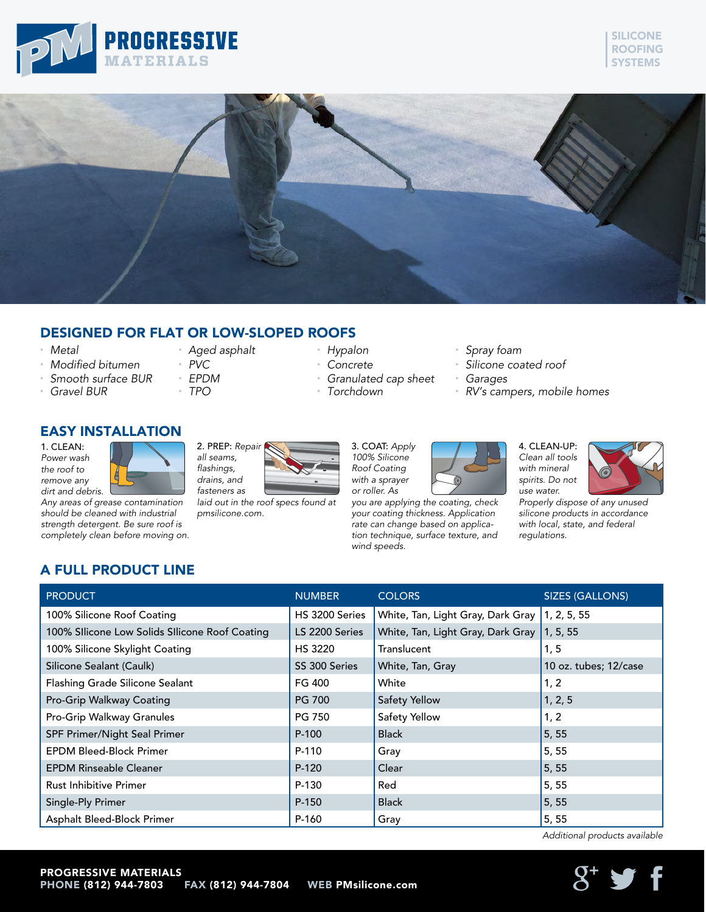PROGRESSIVE MATERIALS

SILICONE ROOFING SYSTEMS

## DESIGNED FOR FLAT OR LOW-SLOPED ROOFS

- *Metal*
- *Modified bitumen*
- *Smooth surface BUR*
- *Gravel BUR*
- *Aged asphalt*
- *PVC*
- *EPDM*
- *TPO*
- *Hypalon*
- *Concrete*
- *Granulated cap sheet*
- *Torchdown*
- *Spray foam*
- *Silicone coated roof*
- *Garages*
- *RV's campers, mobile homes*

## EASY INSTALLATION

1. CLEAN: *Power wash the roof to remove any dirt and debris. Any areas of grease contamination should be cleaned with industrial strength detergent. Be sure roof is completely clean before moving on.*

2. PREP: *Repair all seams, flashings, drains, and fasteners as laid out in the roof specs found at pmsilicone.com.*

3. COAT: *Apply 100% Silicone Roof Coating with a sprayer or roller. As you are applying the coating, check your coating thickness. Application rate can change based on application technique, surface texture, and wind speeds.*

4. CLEAN-UP: *Clean all tools with mineral spirits. Do not use water. Properly dispose of any unused silicone products in accordance with local, state, and federal regulations.*

## A FULL PRODUCT LINE

| PRODUCT | NUMBER | COLORS | SIZES (GALLONS) |
|---|---|---|---|
| 100% Silicone Roof Coating | HS 3200 Series | White, Tan, Light Gray, Dark Gray | 1, 2, 5, 55 |
| 100% SIlicone Low Solids SIlicone Roof Coating | LS 2200 Series | White, Tan, Light Gray, Dark Gray | 1, 5, 55 |
| 100% Silicone Skylight Coating | HS 3220 | Translucent | 1, 5 |
| Silicone Sealant (Caulk) | SS 300 Series | White, Tan, Gray | 10 oz. tubes; 12/case |
| Flashing Grade Silicone Sealant | FG 400 | White | 1, 2 |
| Pro-Grip Walkway Coating | PG 700 | Safety Yellow | 1, 2, 5 |
| Pro-Grip Walkway Granules | PG 750 | Safety Yellow | 1, 2 |
| SPF Primer/Night Seal Primer | P-100 | Black | 5, 55 |
| EPDM Bleed-Block Primer | P-110 | Gray | 5, 55 |
| EPDM Rinseable Cleaner | P-120 | Clear | 5, 55 |
| Rust Inhibitive Primer | P-130 | Red | 5, 55 |
| Single-Ply Primer | P-150 | Black | 5, 55 |
| Asphalt Bleed-Block Primer | P-160 | Gray | 5, 55 |

*Additional products available*

**PROGRESSIVE MATERIALS**
**PHONE (812) 944-7803 FAX (812) 944-7804 WEB PMsilicone.com**